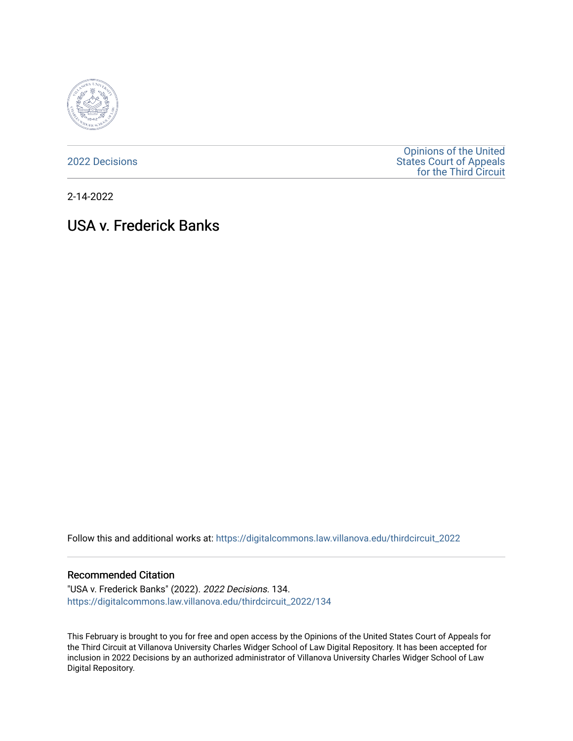2022 Decisions

Opinions of the United States Court of Appeals for the Third Circuit

2-14-2022

# USA v. Frederick Banks

Follow this and additional works at: https://digitalcommons.law.villanova.edu/thirdcircuit_2022

## Recommended Citation

"USA v. Frederick Banks" (2022). *2022 Decisions*. 134.
https://digitalcommons.law.villanova.edu/thirdcircuit_2022/134

This February is brought to you for free and open access by the Opinions of the United States Court of Appeals for the Third Circuit at Villanova University Charles Widger School of Law Digital Repository. It has been accepted for inclusion in 2022 Decisions by an authorized administrator of Villanova University Charles Widger School of Law Digital Repository.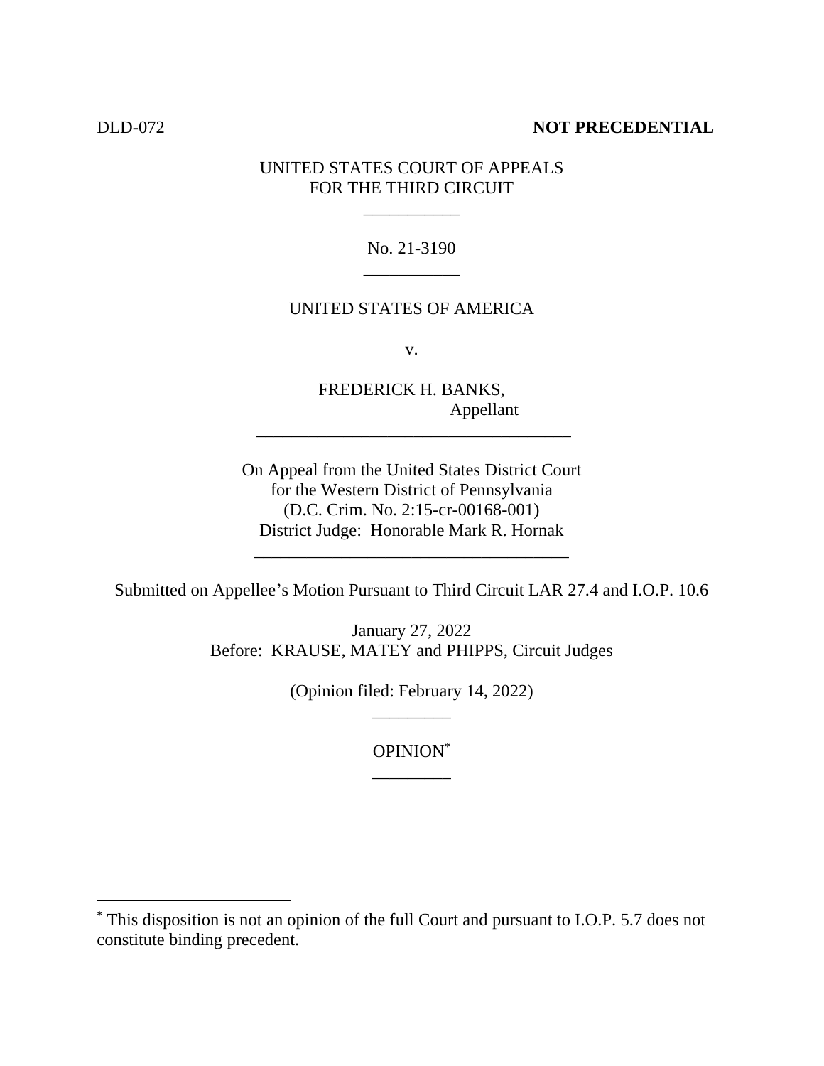DLD-072 **NOT PRECEDENTIAL**

UNITED STATES COURT OF APPEALS
FOR THE THIRD CIRCUIT

---

No. 21-3190

---

UNITED STATES OF AMERICA

v.

FREDERICK H. BANKS,
Appellant

---

On Appeal from the United States District Court
for the Western District of Pennsylvania
(D.C. Crim. No. 2:15-cr-00168-001)
District Judge: Honorable Mark R. Hornak

---

Submitted on Appellee's Motion Pursuant to Third Circuit LAR 27.4 and I.O.P. 10.6

January 27, 2022
Before: KRAUSE, MATEY and PHIPPS, Circuit Judges

(Opinion filed: February 14, 2022)

---

OPINION*

---

* This disposition is not an opinion of the full Court and pursuant to I.O.P. 5.7 does not constitute binding precedent.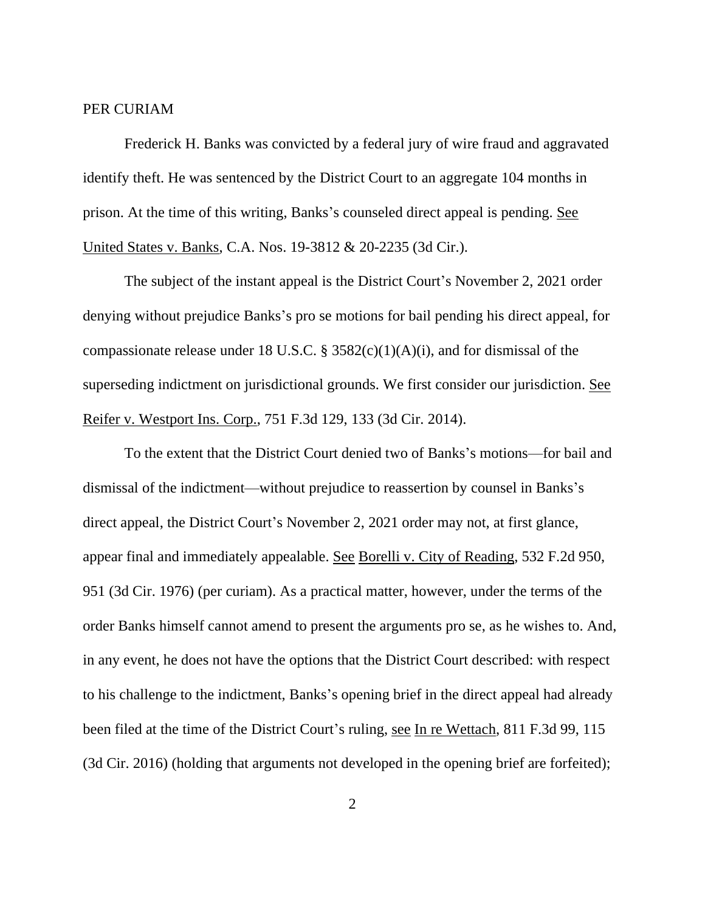PER CURIAM

Frederick H. Banks was convicted by a federal jury of wire fraud and aggravated identify theft. He was sentenced by the District Court to an aggregate 104 months in prison. At the time of this writing, Banks's counseled direct appeal is pending. See United States v. Banks, C.A. Nos. 19-3812 & 20-2235 (3d Cir.).

The subject of the instant appeal is the District Court's November 2, 2021 order denying without prejudice Banks's pro se motions for bail pending his direct appeal, for compassionate release under 18 U.S.C. § 3582(c)(1)(A)(i), and for dismissal of the superseding indictment on jurisdictional grounds. We first consider our jurisdiction. See Reifer v. Westport Ins. Corp., 751 F.3d 129, 133 (3d Cir. 2014).

To the extent that the District Court denied two of Banks's motions—for bail and dismissal of the indictment—without prejudice to reassertion by counsel in Banks's direct appeal, the District Court's November 2, 2021 order may not, at first glance, appear final and immediately appealable. See Borelli v. City of Reading, 532 F.2d 950, 951 (3d Cir. 1976) (per curiam). As a practical matter, however, under the terms of the order Banks himself cannot amend to present the arguments pro se, as he wishes to. And, in any event, he does not have the options that the District Court described: with respect to his challenge to the indictment, Banks's opening brief in the direct appeal had already been filed at the time of the District Court's ruling, see In re Wettach, 811 F.3d 99, 115 (3d Cir. 2016) (holding that arguments not developed in the opening brief are forfeited);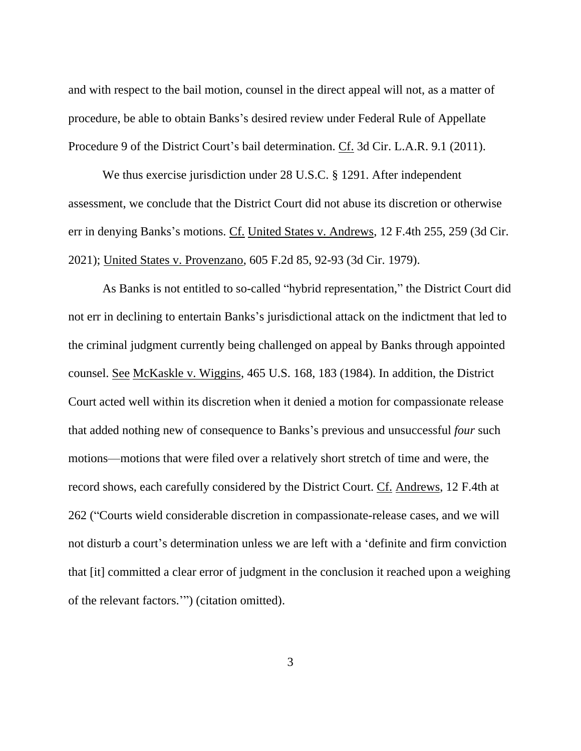and with respect to the bail motion, counsel in the direct appeal will not, as a matter of procedure, be able to obtain Banks's desired review under Federal Rule of Appellate Procedure 9 of the District Court's bail determination. Cf. 3d Cir. L.A.R. 9.1 (2011).

We thus exercise jurisdiction under 28 U.S.C. § 1291. After independent assessment, we conclude that the District Court did not abuse its discretion or otherwise err in denying Banks's motions. Cf. United States v. Andrews, 12 F.4th 255, 259 (3d Cir. 2021); United States v. Provenzano, 605 F.2d 85, 92-93 (3d Cir. 1979).

As Banks is not entitled to so-called "hybrid representation," the District Court did not err in declining to entertain Banks's jurisdictional attack on the indictment that led to the criminal judgment currently being challenged on appeal by Banks through appointed counsel. See McKaskle v. Wiggins, 465 U.S. 168, 183 (1984). In addition, the District Court acted well within its discretion when it denied a motion for compassionate release that added nothing new of consequence to Banks's previous and unsuccessful *four* such motions—motions that were filed over a relatively short stretch of time and were, the record shows, each carefully considered by the District Court. Cf. Andrews, 12 F.4th at 262 ("Courts wield considerable discretion in compassionate-release cases, and we will not disturb a court's determination unless we are left with a 'definite and firm conviction that [it] committed a clear error of judgment in the conclusion it reached upon a weighing of the relevant factors.'") (citation omitted).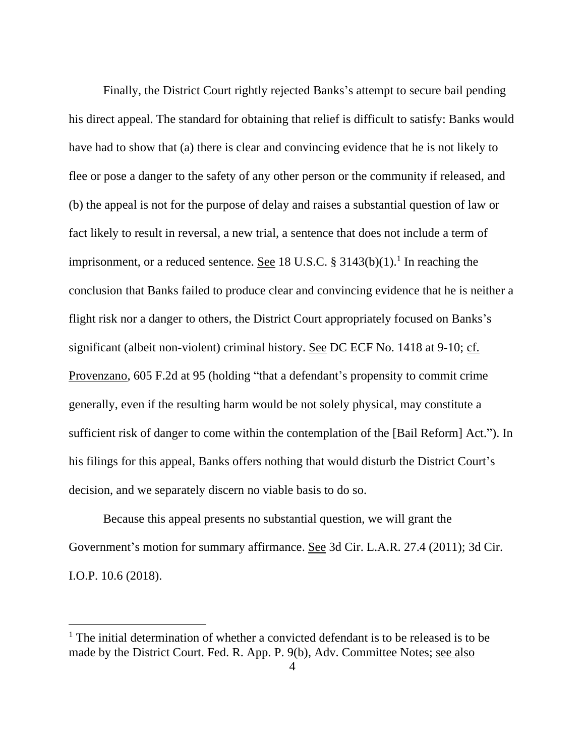Finally, the District Court rightly rejected Banks's attempt to secure bail pending his direct appeal. The standard for obtaining that relief is difficult to satisfy: Banks would have had to show that (a) there is clear and convincing evidence that he is not likely to flee or pose a danger to the safety of any other person or the community if released, and (b) the appeal is not for the purpose of delay and raises a substantial question of law or fact likely to result in reversal, a new trial, a sentence that does not include a term of imprisonment, or a reduced sentence. See 18 U.S.C. § 3143(b)(1).[1] In reaching the conclusion that Banks failed to produce clear and convincing evidence that he is neither a flight risk nor a danger to others, the District Court appropriately focused on Banks's significant (albeit non-violent) criminal history. See DC ECF No. 1418 at 9-10; cf. Provenzano, 605 F.2d at 95 (holding "that a defendant's propensity to commit crime generally, even if the resulting harm would be not solely physical, may constitute a sufficient risk of danger to come within the contemplation of the [Bail Reform] Act."). In his filings for this appeal, Banks offers nothing that would disturb the District Court's decision, and we separately discern no viable basis to do so.

Because this appeal presents no substantial question, we will grant the Government's motion for summary affirmance. See 3d Cir. L.A.R. 27.4 (2011); 3d Cir. I.O.P. 10.6 (2018).

---

[1] The initial determination of whether a convicted defendant is to be released is to be made by the District Court. Fed. R. App. P. 9(b), Adv. Committee Notes; see also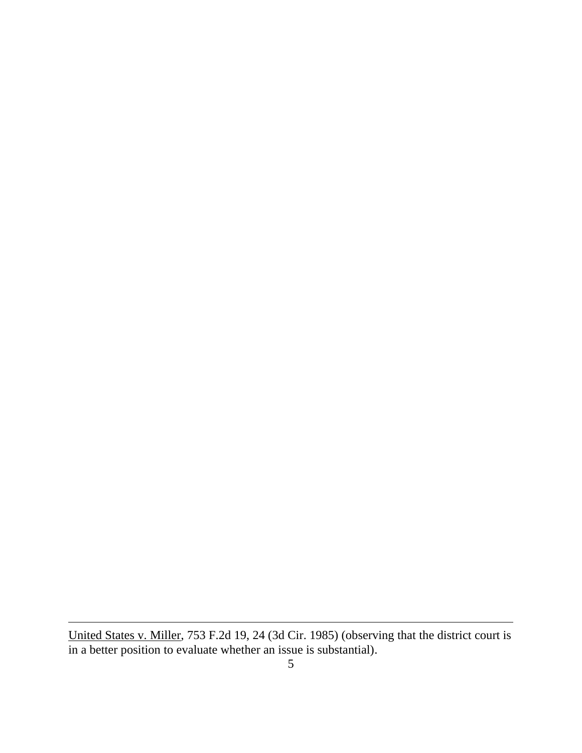United States v. Miller, 753 F.2d 19, 24 (3d Cir. 1985) (observing that the district court is in a better position to evaluate whether an issue is substantial).